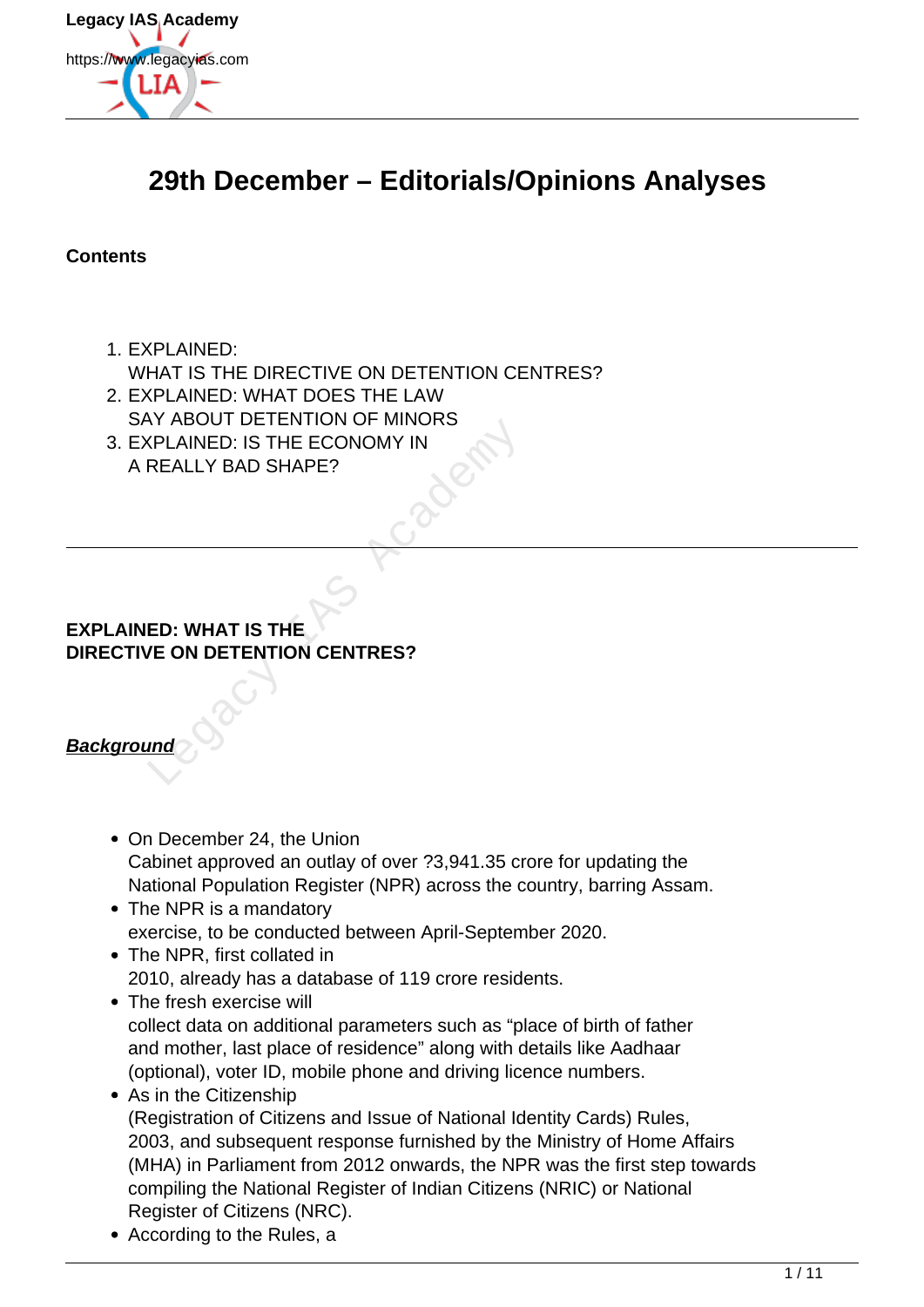# 29th December – Editorials/Opinions Analyses

**Contents**

1. EXPLAINED: WHAT IS THE DIRECTIVE ON DETENTION CENTRES?
2. EXPLAINED: WHAT DOES THE LAW SAY ABOUT DETENTION OF MINORS
3. EXPLAINED: IS THE ECONOMY IN A REALLY BAD SHAPE?

---

## EXPLAINED: WHAT IS THE DIRECTIVE ON DETENTION CENTRES?

***Background***

- On December 24, the Union Cabinet approved an outlay of over ?3,941.35 crore for updating the National Population Register (NPR) across the country, barring Assam.
- The NPR is a mandatory exercise, to be conducted between April-September 2020.
- The NPR, first collated in 2010, already has a database of 119 crore residents.
- The fresh exercise will collect data on additional parameters such as "place of birth of father and mother, last place of residence" along with details like Aadhaar (optional), voter ID, mobile phone and driving licence numbers.
- As in the Citizenship (Registration of Citizens and Issue of National Identity Cards) Rules, 2003, and subsequent response furnished by the Ministry of Home Affairs (MHA) in Parliament from 2012 onwards, the NPR was the first step towards compiling the National Register of Indian Citizens (NRIC) or National Register of Citizens (NRC).
- According to the Rules, a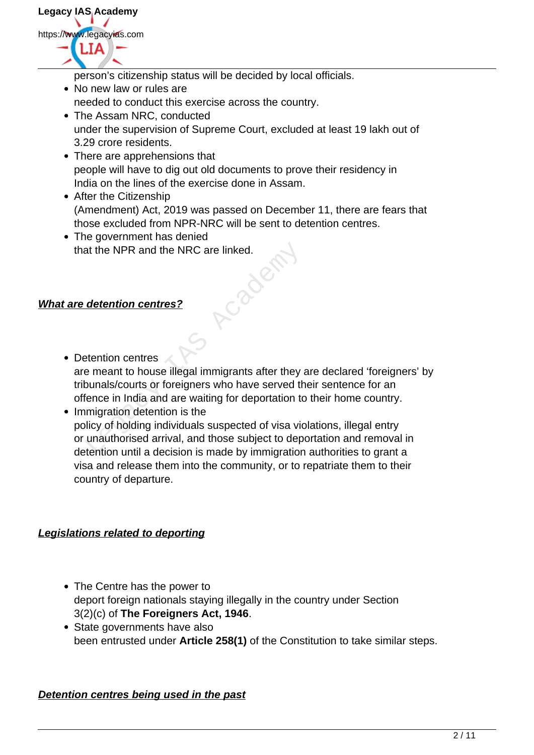person's citizenship status will be decided by local officials.

- No new law or rules are needed to conduct this exercise across the country.
- The Assam NRC, conducted under the supervision of Supreme Court, excluded at least 19 lakh out of 3.29 crore residents.
- There are apprehensions that people will have to dig out old documents to prove their residency in India on the lines of the exercise done in Assam.
- After the Citizenship (Amendment) Act, 2019 was passed on December 11, there are fears that those excluded from NPR-NRC will be sent to detention centres.
- The government has denied that the NPR and the NRC are linked.

***<u>What are detention centres?</u>***

- Detention centres are meant to house illegal immigrants after they are declared 'foreigners' by tribunals/courts or foreigners who have served their sentence for an offence in India and are waiting for deportation to their home country.
- Immigration detention is the policy of holding individuals suspected of visa violations, illegal entry or unauthorised arrival, and those subject to deportation and removal in detention until a decision is made by immigration authorities to grant a visa and release them into the community, or to repatriate them to their country of departure.

***<u>Legislations related to deporting</u>***

- The Centre has the power to deport foreign nationals staying illegally in the country under Section 3(2)(c) of **The Foreigners Act, 1946**.
- State governments have also been entrusted under **Article 258(1)** of the Constitution to take similar steps.

***<u>Detention centres being used in the past</u>***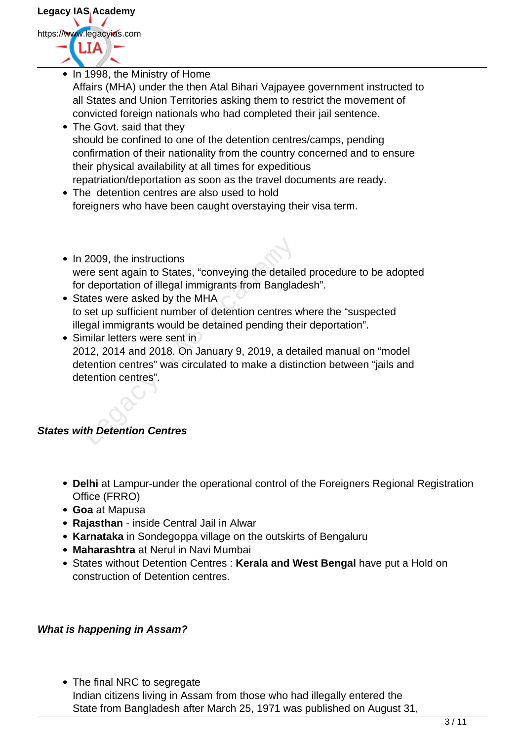- In 1998, the Ministry of Home Affairs (MHA) under the then Atal Bihari Vajpayee government instructed to all States and Union Territories asking them to restrict the movement of convicted foreign nationals who had completed their jail sentence.
- The Govt. said that they should be confined to one of the detention centres/camps, pending confirmation of their nationality from the country concerned and to ensure their physical availability at all times for expeditious repatriation/deportation as soon as the travel documents are ready.
- The detention centres are also used to hold foreigners who have been caught overstaying their visa term.

- In 2009, the instructions were sent again to States, "conveying the detailed procedure to be adopted for deportation of illegal immigrants from Bangladesh".
- States were asked by the MHA to set up sufficient number of detention centres where the "suspected illegal immigrants would be detained pending their deportation".
- Similar letters were sent in 2012, 2014 and 2018. On January 9, 2019, a detailed manual on "model detention centres" was circulated to make a distinction between "jails and detention centres".

***States with Detention Centres***

- **Delhi** at Lampur-under the operational control of the Foreigners Regional Registration Office (FRRO)
- **Goa** at Mapusa
- **Rajasthan** - inside Central Jail in Alwar
- **Karnataka** in Sondegoppa village on the outskirts of Bengaluru
- **Maharashtra** at Nerul in Navi Mumbai
- States without Detention Centres : **Kerala and West Bengal** have put a Hold on construction of Detention centres.

***What is happening in Assam?***

- The final NRC to segregate Indian citizens living in Assam from those who had illegally entered the State from Bangladesh after March 25, 1971 was published on August 31,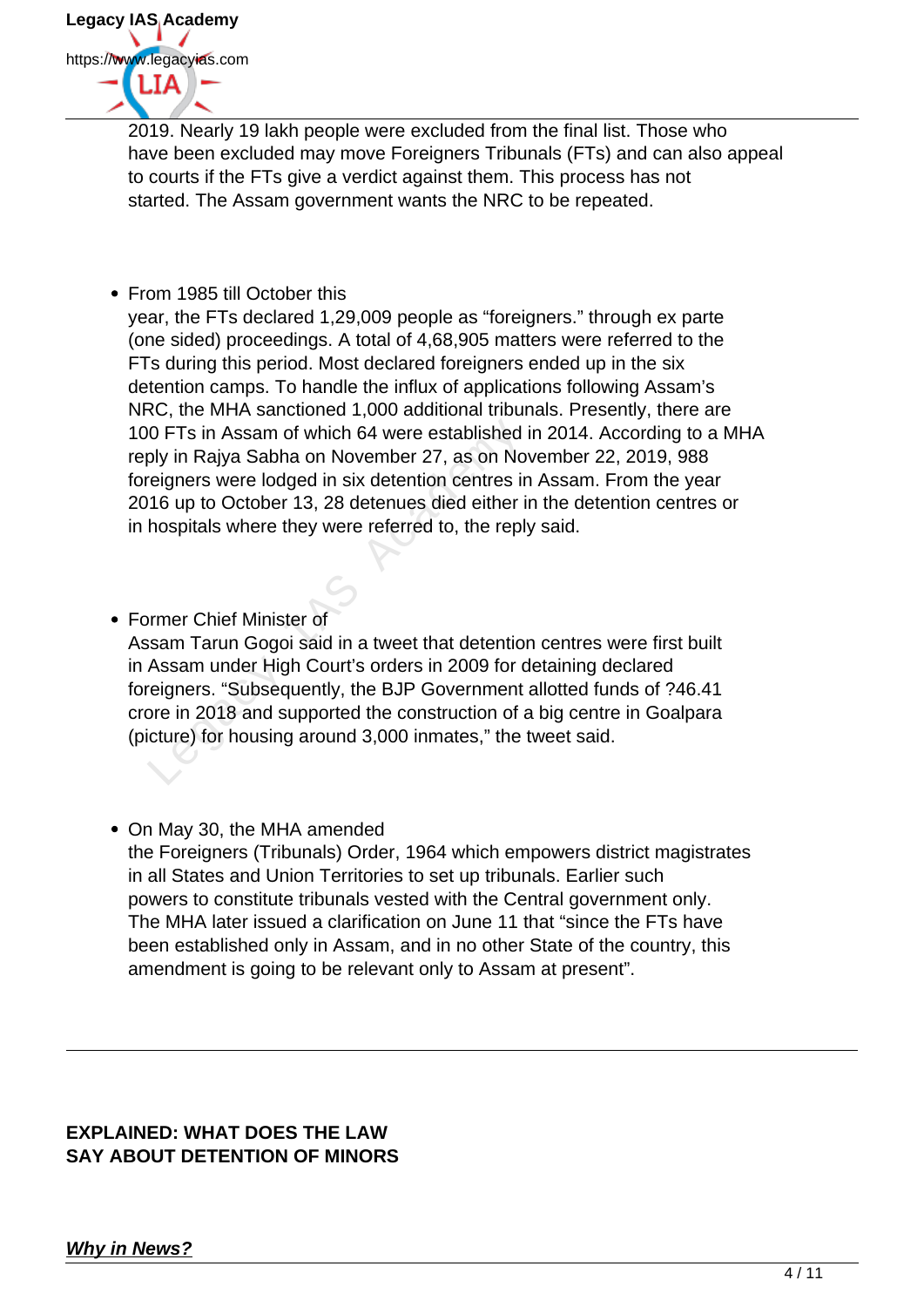2019. Nearly 19 lakh people were excluded from the final list. Those who have been excluded may move Foreigners Tribunals (FTs) and can also appeal to courts if the FTs give a verdict against them. This process has not started. The Assam government wants the NRC to be repeated.

- From 1985 till October this year, the FTs declared 1,29,009 people as "foreigners." through ex parte (one sided) proceedings. A total of 4,68,905 matters were referred to the FTs during this period. Most declared foreigners ended up in the six detention camps. To handle the influx of applications following Assam's NRC, the MHA sanctioned 1,000 additional tribunals. Presently, there are 100 FTs in Assam of which 64 were established in 2014. According to a MHA reply in Rajya Sabha on November 27, as on November 22, 2019, 988 foreigners were lodged in six detention centres in Assam. From the year 2016 up to October 13, 28 detenues died either in the detention centres or in hospitals where they were referred to, the reply said.

- Former Chief Minister of Assam Tarun Gogoi said in a tweet that detention centres were first built in Assam under High Court's orders in 2009 for detaining declared foreigners. "Subsequently, the BJP Government allotted funds of ?46.41 crore in 2018 and supported the construction of a big centre in Goalpara (picture) for housing around 3,000 inmates," the tweet said.

- On May 30, the MHA amended the Foreigners (Tribunals) Order, 1964 which empowers district magistrates in all States and Union Territories to set up tribunals. Earlier such powers to constitute tribunals vested with the Central government only. The MHA later issued a clarification on June 11 that "since the FTs have been established only in Assam, and in no other State of the country, this amendment is going to be relevant only to Assam at present".

---

## EXPLAINED: WHAT DOES THE LAW SAY ABOUT DETENTION OF MINORS

***Why in News?***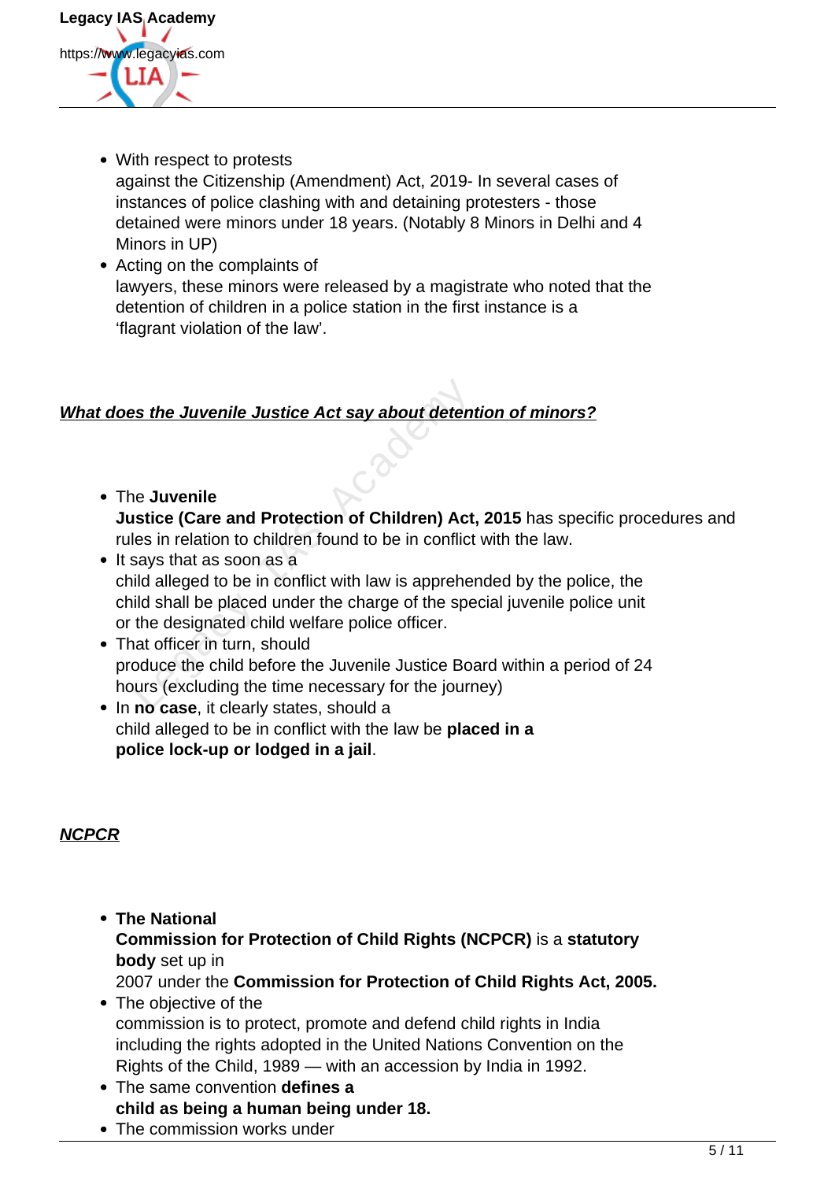- With respect to protests against the Citizenship (Amendment) Act, 2019- In several cases of instances of police clashing with and detaining protesters - those detained were minors under 18 years. (Notably 8 Minors in Delhi and 4 Minors in UP)
- Acting on the complaints of lawyers, these minors were released by a magistrate who noted that the detention of children in a police station in the first instance is a 'flagrant violation of the law'.

***What does the Juvenile Justice Act say about detention of minors?***

- The **Juvenile Justice (Care and Protection of Children) Act, 2015** has specific procedures and rules in relation to children found to be in conflict with the law.
- It says that as soon as a child alleged to be in conflict with law is apprehended by the police, the child shall be placed under the charge of the special juvenile police unit or the designated child welfare police officer.
- That officer in turn, should produce the child before the Juvenile Justice Board within a period of 24 hours (excluding the time necessary for the journey)
- In **no case**, it clearly states, should a child alleged to be in conflict with the law be **placed in a police lock-up or lodged in a jail**.

***NCPCR***

- **The National Commission for Protection of Child Rights (NCPCR)** is a **statutory body** set up in 2007 under the **Commission for Protection of Child Rights Act, 2005.**
- The objective of the commission is to protect, promote and defend child rights in India including the rights adopted in the United Nations Convention on the Rights of the Child, 1989 — with an accession by India in 1992.
- The same convention **defines a child as being a human being under 18.**
- The commission works under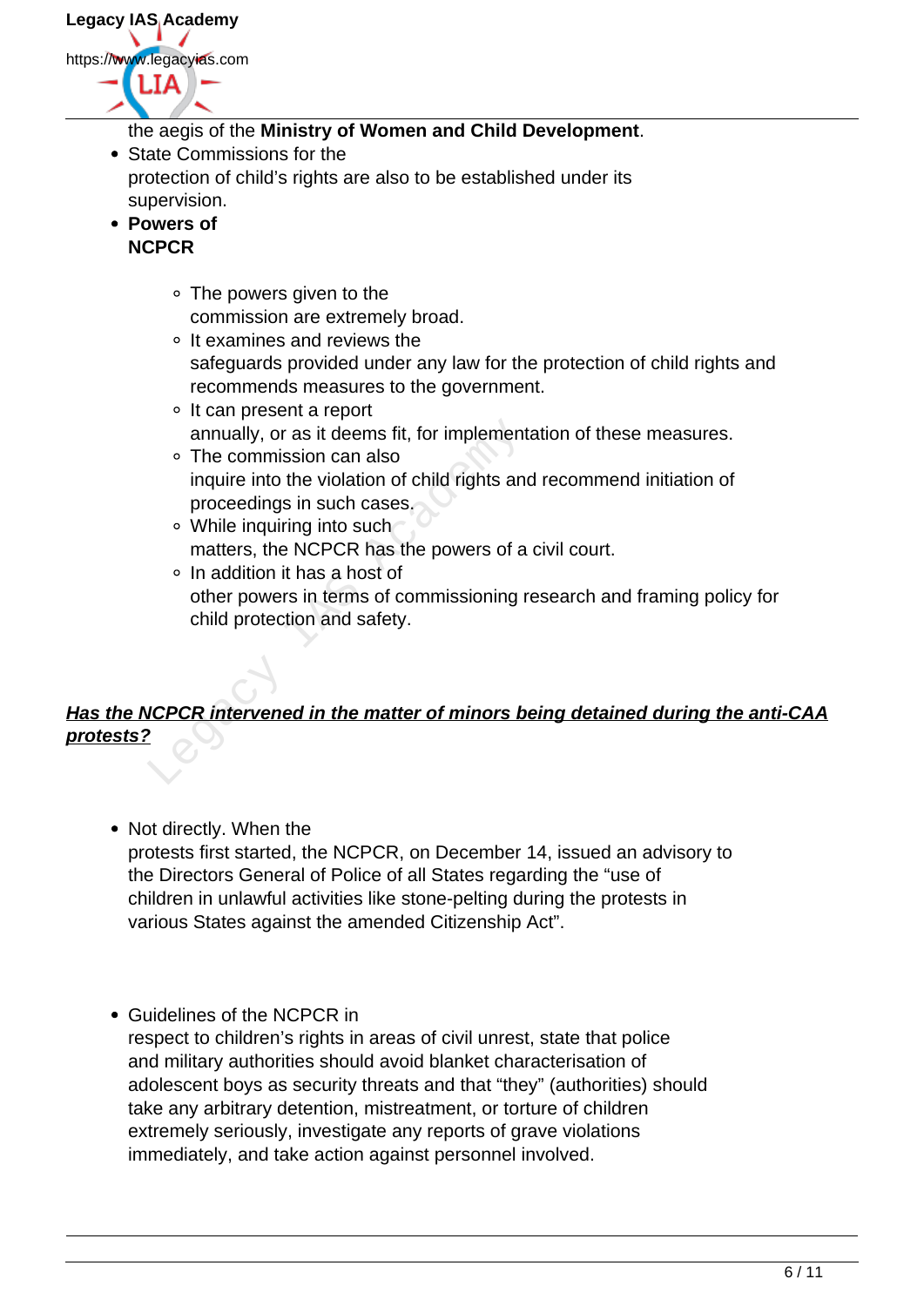the aegis of the **Ministry of Women and Child Development**.

- State Commissions for the protection of child's rights are also to be established under its supervision.
- **Powers of NCPCR**
  - The powers given to the commission are extremely broad.
  - It examines and reviews the safeguards provided under any law for the protection of child rights and recommends measures to the government.
  - It can present a report annually, or as it deems fit, for implementation of these measures.
  - The commission can also inquire into the violation of child rights and recommend initiation of proceedings in such cases.
  - While inquiring into such matters, the NCPCR has the powers of a civil court.
  - In addition it has a host of other powers in terms of commissioning research and framing policy for child protection and safety.

***Has the NCPCR intervened in the matter of minors being detained during the anti-CAA protests?***

- Not directly. When the protests first started, the NCPCR, on December 14, issued an advisory to the Directors General of Police of all States regarding the "use of children in unlawful activities like stone-pelting during the protests in various States against the amended Citizenship Act".

- Guidelines of the NCPCR in respect to children's rights in areas of civil unrest, state that police and military authorities should avoid blanket characterisation of adolescent boys as security threats and that "they" (authorities) should take any arbitrary detention, mistreatment, or torture of children extremely seriously, investigate any reports of grave violations immediately, and take action against personnel involved.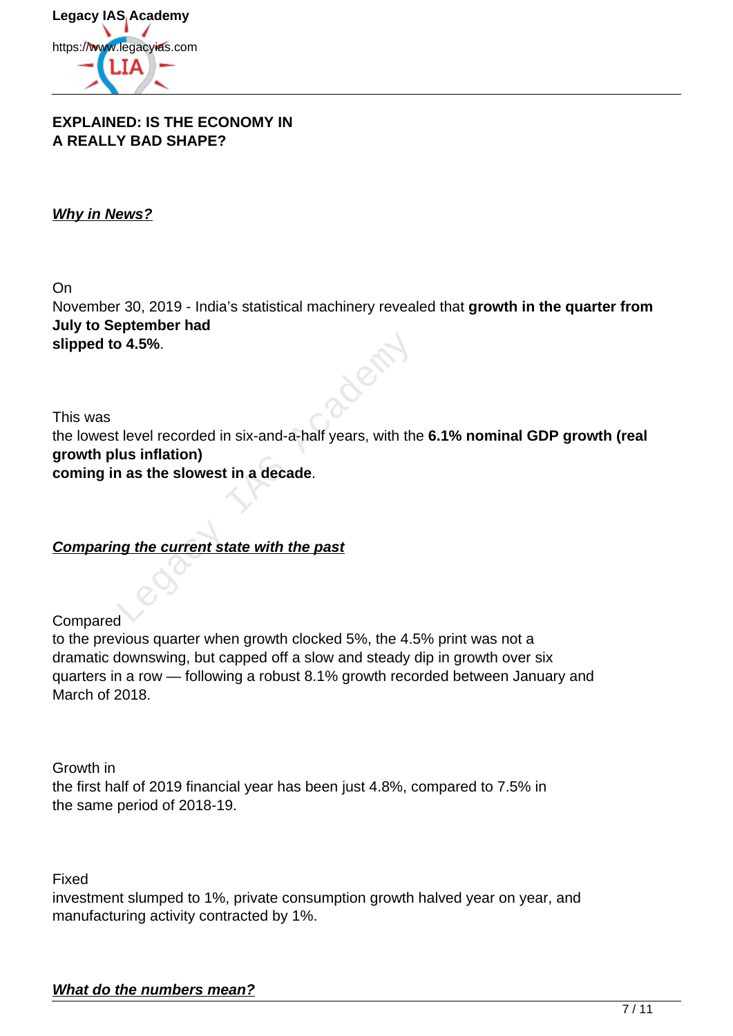**EXPLAINED: IS THE ECONOMY IN A REALLY BAD SHAPE?**

***Why in News?***

On November 30, 2019 - India's statistical machinery revealed that **growth in the quarter from July to September had slipped to 4.5%**.

This was the lowest level recorded in six-and-a-half years, with the **6.1% nominal GDP growth (real growth plus inflation) coming in as the slowest in a decade**.

***Comparing the current state with the past***

Compared to the previous quarter when growth clocked 5%, the 4.5% print was not a dramatic downswing, but capped off a slow and steady dip in growth over six quarters in a row — following a robust 8.1% growth recorded between January and March of 2018.

Growth in the first half of 2019 financial year has been just 4.8%, compared to 7.5% in the same period of 2018-19.

Fixed investment slumped to 1%, private consumption growth halved year on year, and manufacturing activity contracted by 1%.

***What do the numbers mean?***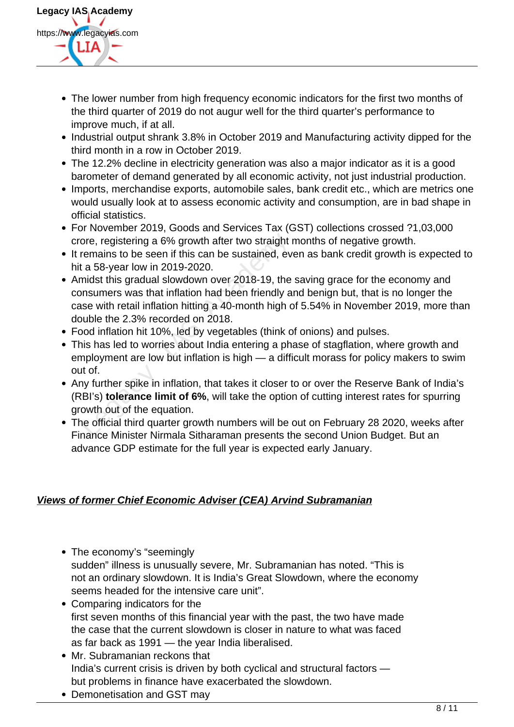- The lower number from high frequency economic indicators for the first two months of the third quarter of 2019 do not augur well for the third quarter's performance to improve much, if at all.
- Industrial output shrank 3.8% in October 2019 and Manufacturing activity dipped for the third month in a row in October 2019.
- The 12.2% decline in electricity generation was also a major indicator as it is a good barometer of demand generated by all economic activity, not just industrial production.
- Imports, merchandise exports, automobile sales, bank credit etc., which are metrics one would usually look at to assess economic activity and consumption, are in bad shape in official statistics.
- For November 2019, Goods and Services Tax (GST) collections crossed ?1,03,000 crore, registering a 6% growth after two straight months of negative growth.
- It remains to be seen if this can be sustained, even as bank credit growth is expected to hit a 58-year low in 2019-2020.
- Amidst this gradual slowdown over 2018-19, the saving grace for the economy and consumers was that inflation had been friendly and benign but, that is no longer the case with retail inflation hitting a 40-month high of 5.54% in November 2019, more than double the 2.3% recorded on 2018.
- Food inflation hit 10%, led by vegetables (think of onions) and pulses.
- This has led to worries about India entering a phase of stagflation, where growth and employment are low but inflation is high — a difficult morass for policy makers to swim out of.
- Any further spike in inflation, that takes it closer to or over the Reserve Bank of India's (RBI's) **tolerance limit of 6%**, will take the option of cutting interest rates for spurring growth out of the equation.
- The official third quarter growth numbers will be out on February 28 2020, weeks after Finance Minister Nirmala Sitharaman presents the second Union Budget. But an advance GDP estimate for the full year is expected early January.

***Views of former Chief Economic Adviser (CEA) Arvind Subramanian***

- The economy's "seemingly sudden" illness is unusually severe, Mr. Subramanian has noted. "This is not an ordinary slowdown. It is India's Great Slowdown, where the economy seems headed for the intensive care unit".
- Comparing indicators for the first seven months of this financial year with the past, the two have made the case that the current slowdown is closer in nature to what was faced as far back as 1991 — the year India liberalised.
- Mr. Subramanian reckons that India's current crisis is driven by both cyclical and structural factors — but problems in finance have exacerbated the slowdown.
- Demonetisation and GST may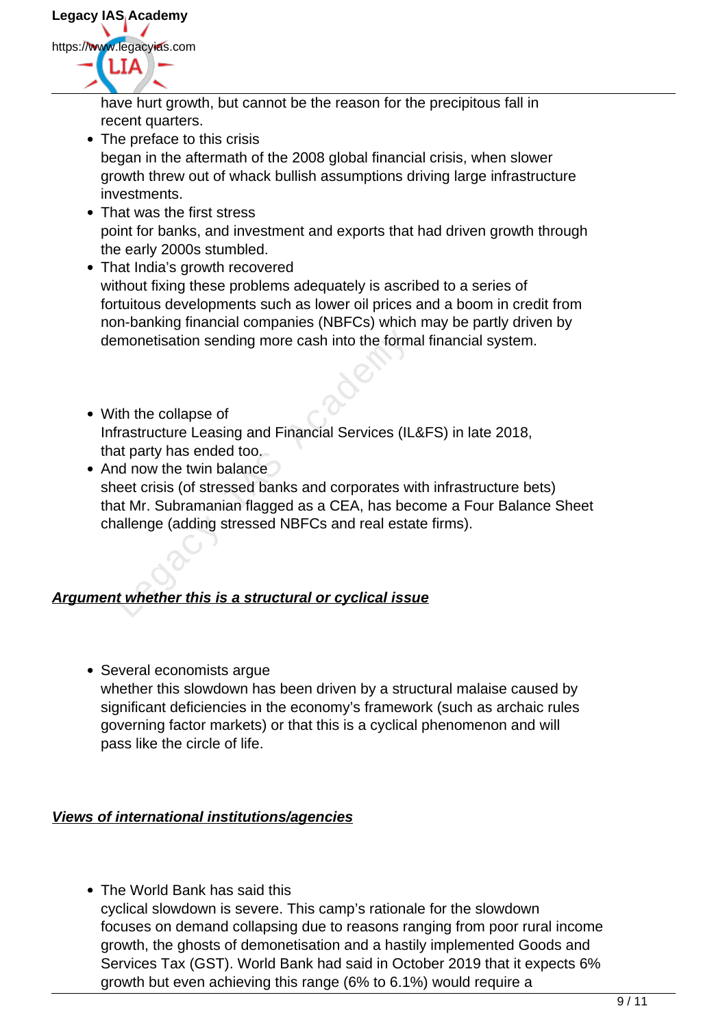have hurt growth, but cannot be the reason for the precipitous fall in recent quarters.

- The preface to this crisis began in the aftermath of the 2008 global financial crisis, when slower growth threw out of whack bullish assumptions driving large infrastructure investments.
- That was the first stress point for banks, and investment and exports that had driven growth through the early 2000s stumbled.
- That India's growth recovered without fixing these problems adequately is ascribed to a series of fortuitous developments such as lower oil prices and a boom in credit from non-banking financial companies (NBFCs) which may be partly driven by demonetisation sending more cash into the formal financial system.
- With the collapse of Infrastructure Leasing and Financial Services (IL&FS) in late 2018, that party has ended too.
- And now the twin balance sheet crisis (of stressed banks and corporates with infrastructure bets) that Mr. Subramanian flagged as a CEA, has become a Four Balance Sheet challenge (adding stressed NBFCs and real estate firms).

***Argument whether this is a structural or cyclical issue***

- Several economists argue whether this slowdown has been driven by a structural malaise caused by significant deficiencies in the economy's framework (such as archaic rules governing factor markets) or that this is a cyclical phenomenon and will pass like the circle of life.

***Views of international institutions/agencies***

- The World Bank has said this cyclical slowdown is severe. This camp's rationale for the slowdown focuses on demand collapsing due to reasons ranging from poor rural income growth, the ghosts of demonetisation and a hastily implemented Goods and Services Tax (GST). World Bank had said in October 2019 that it expects 6% growth but even achieving this range (6% to 6.1%) would require a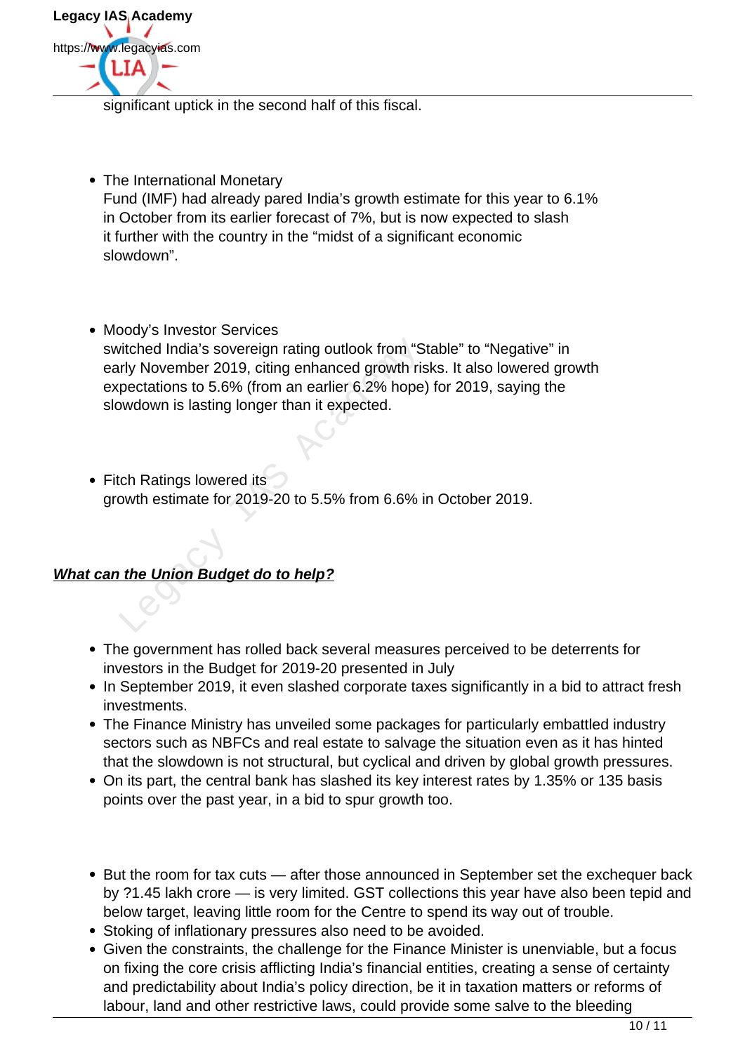significant uptick in the second half of this fiscal.

- The International Monetary Fund (IMF) had already pared India's growth estimate for this year to 6.1% in October from its earlier forecast of 7%, but is now expected to slash it further with the country in the "midst of a significant economic slowdown".

- Moody's Investor Services switched India's sovereign rating outlook from "Stable" to "Negative" in early November 2019, citing enhanced growth risks. It also lowered growth expectations to 5.6% (from an earlier 6.2% hope) for 2019, saying the slowdown is lasting longer than it expected.

- Fitch Ratings lowered its growth estimate for 2019-20 to 5.5% from 6.6% in October 2019.

***<u>What can the Union Budget do to help?</u>***

- The government has rolled back several measures perceived to be deterrents for investors in the Budget for 2019-20 presented in July
- In September 2019, it even slashed corporate taxes significantly in a bid to attract fresh investments.
- The Finance Ministry has unveiled some packages for particularly embattled industry sectors such as NBFCs and real estate to salvage the situation even as it has hinted that the slowdown is not structural, but cyclical and driven by global growth pressures.
- On its part, the central bank has slashed its key interest rates by 1.35% or 135 basis points over the past year, in a bid to spur growth too.

- But the room for tax cuts — after those announced in September set the exchequer back by ?1.45 lakh crore — is very limited. GST collections this year have also been tepid and below target, leaving little room for the Centre to spend its way out of trouble.
- Stoking of inflationary pressures also need to be avoided.
- Given the constraints, the challenge for the Finance Minister is unenviable, but a focus on fixing the core crisis afflicting India's financial entities, creating a sense of certainty and predictability about India's policy direction, be it in taxation matters or reforms of labour, land and other restrictive laws, could provide some salve to the bleeding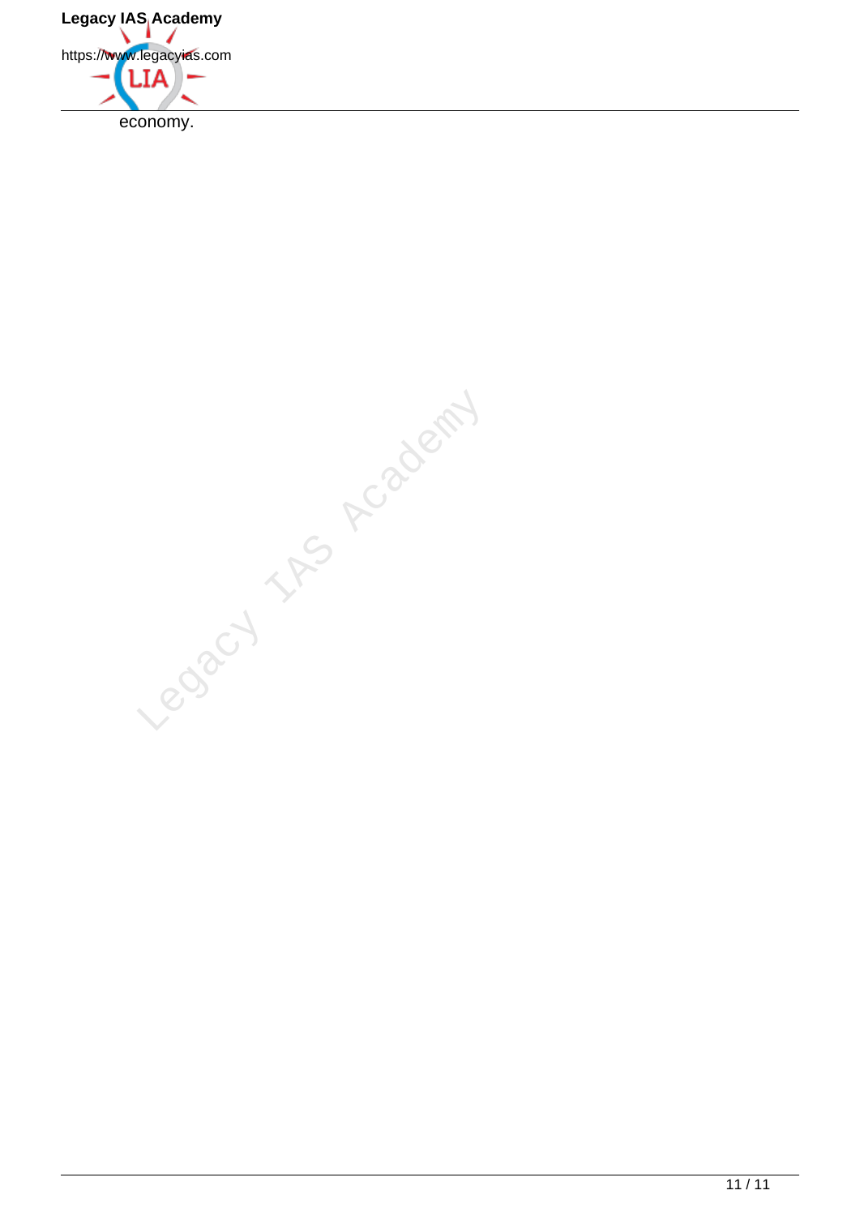economy.